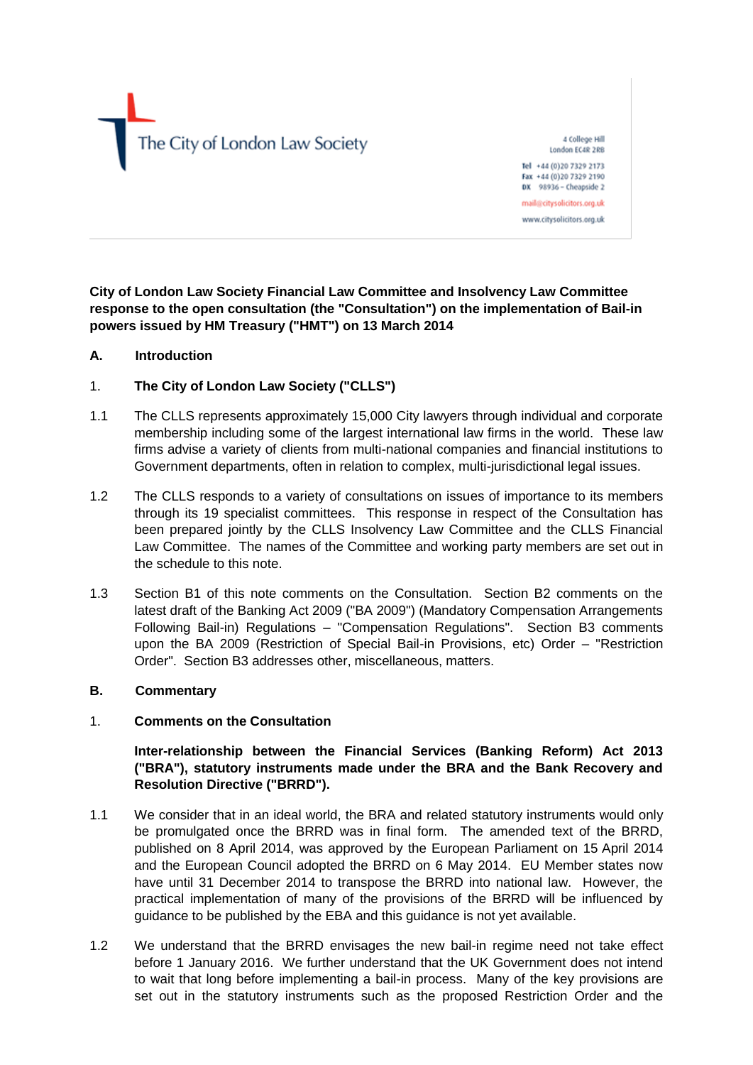The City of London Law Society

4 College Hill
London EC4R 2RB

Tel +44 (0)20 7329 2173
Fax +44 (0)20 7329 2190
DX 98936 – Cheapside 2

mail@citysolicitors.org.uk

www.citysolicitors.org.uk

**City of London Law Society Financial Law Committee and Insolvency Law Committee response to the open consultation (the "Consultation") on the implementation of Bail-in powers issued by HM Treasury ("HMT") on 13 March 2014**

## A. Introduction

### 1. The City of London Law Society ("CLLS")

1.1 The CLLS represents approximately 15,000 City lawyers through individual and corporate membership including some of the largest international law firms in the world. These law firms advise a variety of clients from multi-national companies and financial institutions to Government departments, often in relation to complex, multi-jurisdictional legal issues.

1.2 The CLLS responds to a variety of consultations on issues of importance to its members through its 19 specialist committees. This response in respect of the Consultation has been prepared jointly by the CLLS Insolvency Law Committee and the CLLS Financial Law Committee. The names of the Committee and working party members are set out in the schedule to this note.

1.3 Section B1 of this note comments on the Consultation. Section B2 comments on the latest draft of the Banking Act 2009 ("BA 2009") (Mandatory Compensation Arrangements Following Bail-in) Regulations – "Compensation Regulations". Section B3 comments upon the BA 2009 (Restriction of Special Bail-in Provisions, etc) Order – "Restriction Order". Section B3 addresses other, miscellaneous, matters.

## B. Commentary

### 1. Comments on the Consultation

**Inter-relationship between the Financial Services (Banking Reform) Act 2013 ("BRA"), statutory instruments made under the BRA and the Bank Recovery and Resolution Directive ("BRRD").**

1.1 We consider that in an ideal world, the BRA and related statutory instruments would only be promulgated once the BRRD was in final form. The amended text of the BRRD, published on 8 April 2014, was approved by the European Parliament on 15 April 2014 and the European Council adopted the BRRD on 6 May 2014. EU Member states now have until 31 December 2014 to transpose the BRRD into national law. However, the practical implementation of many of the provisions of the BRRD will be influenced by guidance to be published by the EBA and this guidance is not yet available.

1.2 We understand that the BRRD envisages the new bail-in regime need not take effect before 1 January 2016. We further understand that the UK Government does not intend to wait that long before implementing a bail-in process. Many of the key provisions are set out in the statutory instruments such as the proposed Restriction Order and the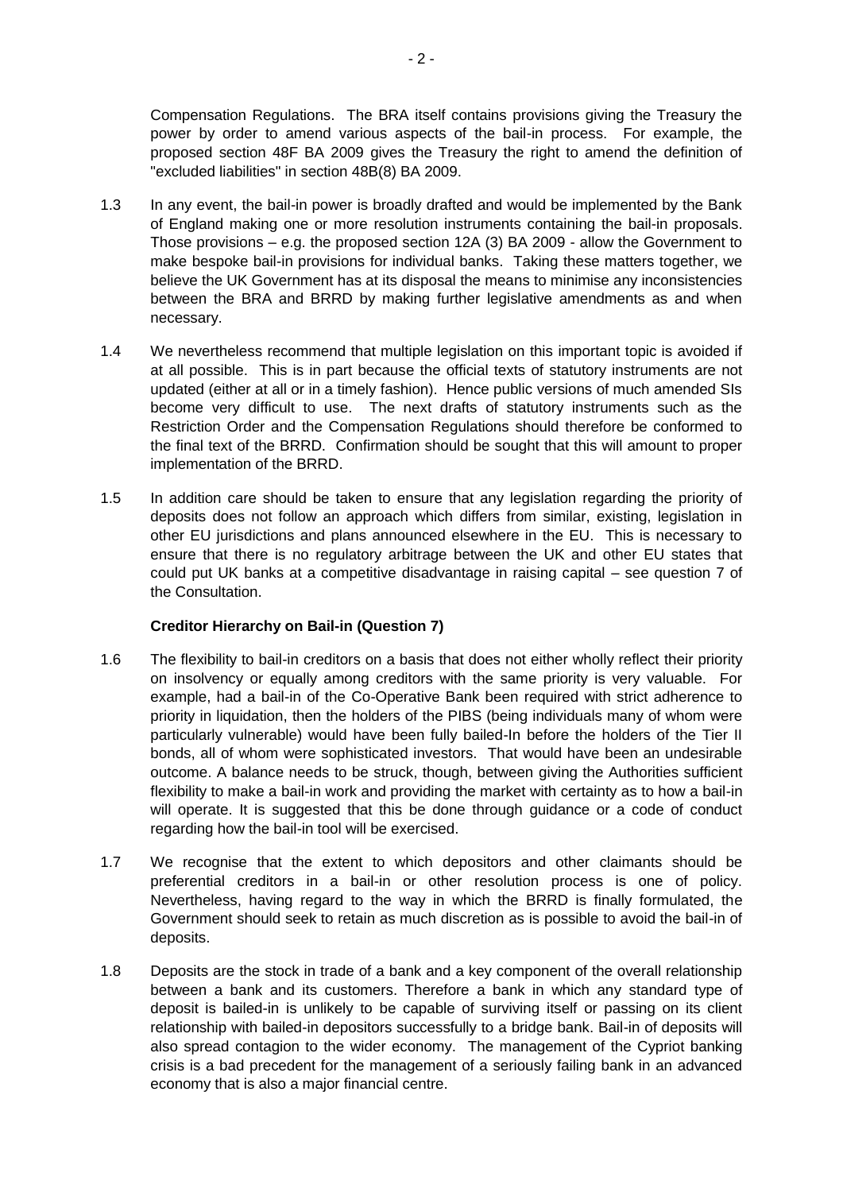Compensation Regulations. The BRA itself contains provisions giving the Treasury the power by order to amend various aspects of the bail-in process. For example, the proposed section 48F BA 2009 gives the Treasury the right to amend the definition of "excluded liabilities" in section 48B(8) BA 2009.

1.3 In any event, the bail-in power is broadly drafted and would be implemented by the Bank of England making one or more resolution instruments containing the bail-in proposals. Those provisions – e.g. the proposed section 12A (3) BA 2009 - allow the Government to make bespoke bail-in provisions for individual banks. Taking these matters together, we believe the UK Government has at its disposal the means to minimise any inconsistencies between the BRA and BRRD by making further legislative amendments as and when necessary.

1.4 We nevertheless recommend that multiple legislation on this important topic is avoided if at all possible. This is in part because the official texts of statutory instruments are not updated (either at all or in a timely fashion). Hence public versions of much amended SIs become very difficult to use. The next drafts of statutory instruments such as the Restriction Order and the Compensation Regulations should therefore be conformed to the final text of the BRRD. Confirmation should be sought that this will amount to proper implementation of the BRRD.

1.5 In addition care should be taken to ensure that any legislation regarding the priority of deposits does not follow an approach which differs from similar, existing, legislation in other EU jurisdictions and plans announced elsewhere in the EU. This is necessary to ensure that there is no regulatory arbitrage between the UK and other EU states that could put UK banks at a competitive disadvantage in raising capital – see question 7 of the Consultation.

**Creditor Hierarchy on Bail-in (Question 7)**

1.6 The flexibility to bail-in creditors on a basis that does not either wholly reflect their priority on insolvency or equally among creditors with the same priority is very valuable. For example, had a bail-in of the Co-Operative Bank been required with strict adherence to priority in liquidation, then the holders of the PIBS (being individuals many of whom were particularly vulnerable) would have been fully bailed-In before the holders of the Tier II bonds, all of whom were sophisticated investors. That would have been an undesirable outcome. A balance needs to be struck, though, between giving the Authorities sufficient flexibility to make a bail-in work and providing the market with certainty as to how a bail-in will operate. It is suggested that this be done through guidance or a code of conduct regarding how the bail-in tool will be exercised.

1.7 We recognise that the extent to which depositors and other claimants should be preferential creditors in a bail-in or other resolution process is one of policy. Nevertheless, having regard to the way in which the BRRD is finally formulated, the Government should seek to retain as much discretion as is possible to avoid the bail-in of deposits.

1.8 Deposits are the stock in trade of a bank and a key component of the overall relationship between a bank and its customers. Therefore a bank in which any standard type of deposit is bailed-in is unlikely to be capable of surviving itself or passing on its client relationship with bailed-in depositors successfully to a bridge bank. Bail-in of deposits will also spread contagion to the wider economy. The management of the Cypriot banking crisis is a bad precedent for the management of a seriously failing bank in an advanced economy that is also a major financial centre.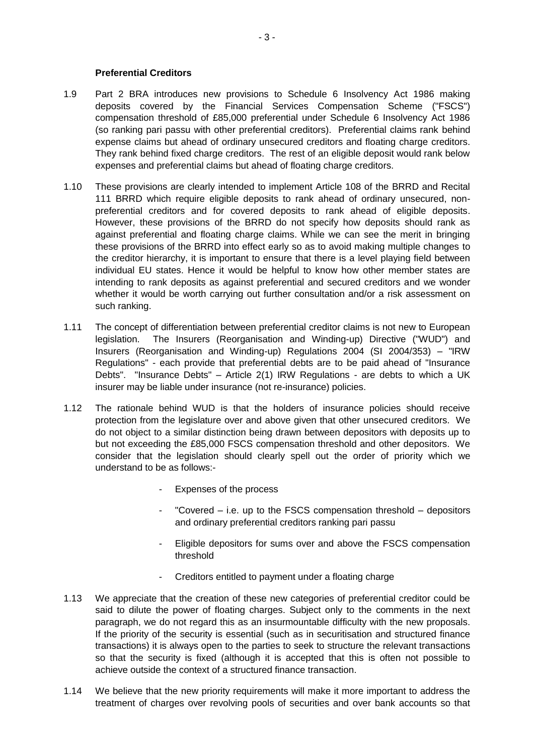**Preferential Creditors**

1.9 Part 2 BRA introduces new provisions to Schedule 6 Insolvency Act 1986 making deposits covered by the Financial Services Compensation Scheme ("FSCS") compensation threshold of £85,000 preferential under Schedule 6 Insolvency Act 1986 (so ranking pari passu with other preferential creditors). Preferential claims rank behind expense claims but ahead of ordinary unsecured creditors and floating charge creditors. They rank behind fixed charge creditors. The rest of an eligible deposit would rank below expenses and preferential claims but ahead of floating charge creditors.

1.10 These provisions are clearly intended to implement Article 108 of the BRRD and Recital 111 BRRD which require eligible deposits to rank ahead of ordinary unsecured, non-preferential creditors and for covered deposits to rank ahead of eligible deposits. However, these provisions of the BRRD do not specify how deposits should rank as against preferential and floating charge claims. While we can see the merit in bringing these provisions of the BRRD into effect early so as to avoid making multiple changes to the creditor hierarchy, it is important to ensure that there is a level playing field between individual EU states. Hence it would be helpful to know how other member states are intending to rank deposits as against preferential and secured creditors and we wonder whether it would be worth carrying out further consultation and/or a risk assessment on such ranking.

1.11 The concept of differentiation between preferential creditor claims is not new to European legislation. The Insurers (Reorganisation and Winding-up) Directive ("WUD") and Insurers (Reorganisation and Winding-up) Regulations 2004 (SI 2004/353) – "IRW Regulations" - each provide that preferential debts are to be paid ahead of "Insurance Debts". "Insurance Debts" – Article 2(1) IRW Regulations - are debts to which a UK insurer may be liable under insurance (not re-insurance) policies.

1.12 The rationale behind WUD is that the holders of insurance policies should receive protection from the legislature over and above given that other unsecured creditors. We do not object to a similar distinction being drawn between depositors with deposits up to but not exceeding the £85,000 FSCS compensation threshold and other depositors. We consider that the legislation should clearly spell out the order of priority which we understand to be as follows:-

- Expenses of the process
- "Covered – i.e. up to the FSCS compensation threshold – depositors and ordinary preferential creditors ranking pari passu
- Eligible depositors for sums over and above the FSCS compensation threshold
- Creditors entitled to payment under a floating charge

1.13 We appreciate that the creation of these new categories of preferential creditor could be said to dilute the power of floating charges. Subject only to the comments in the next paragraph, we do not regard this as an insurmountable difficulty with the new proposals. If the priority of the security is essential (such as in securitisation and structured finance transactions) it is always open to the parties to seek to structure the relevant transactions so that the security is fixed (although it is accepted that this is often not possible to achieve outside the context of a structured finance transaction.

1.14 We believe that the new priority requirements will make it more important to address the treatment of charges over revolving pools of securities and over bank accounts so that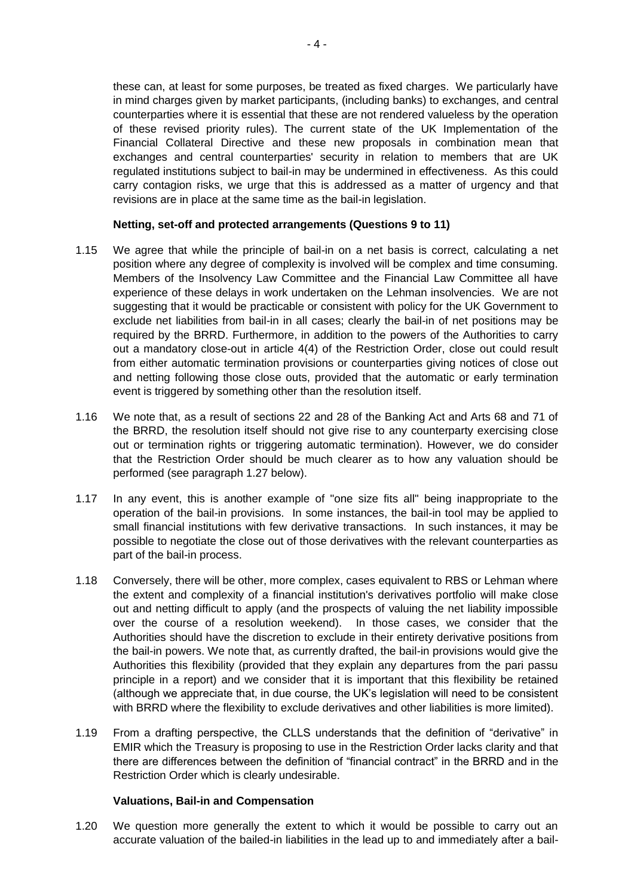these can, at least for some purposes, be treated as fixed charges. We particularly have in mind charges given by market participants, (including banks) to exchanges, and central counterparties where it is essential that these are not rendered valueless by the operation of these revised priority rules). The current state of the UK Implementation of the Financial Collateral Directive and these new proposals in combination mean that exchanges and central counterparties' security in relation to members that are UK regulated institutions subject to bail-in may be undermined in effectiveness. As this could carry contagion risks, we urge that this is addressed as a matter of urgency and that revisions are in place at the same time as the bail-in legislation.

**Netting, set-off and protected arrangements (Questions 9 to 11)**

1.15 We agree that while the principle of bail-in on a net basis is correct, calculating a net position where any degree of complexity is involved will be complex and time consuming. Members of the Insolvency Law Committee and the Financial Law Committee all have experience of these delays in work undertaken on the Lehman insolvencies. We are not suggesting that it would be practicable or consistent with policy for the UK Government to exclude net liabilities from bail-in in all cases; clearly the bail-in of net positions may be required by the BRRD. Furthermore, in addition to the powers of the Authorities to carry out a mandatory close-out in article 4(4) of the Restriction Order, close out could result from either automatic termination provisions or counterparties giving notices of close out and netting following those close outs, provided that the automatic or early termination event is triggered by something other than the resolution itself.

1.16 We note that, as a result of sections 22 and 28 of the Banking Act and Arts 68 and 71 of the BRRD, the resolution itself should not give rise to any counterparty exercising close out or termination rights or triggering automatic termination). However, we do consider that the Restriction Order should be much clearer as to how any valuation should be performed (see paragraph 1.27 below).

1.17 In any event, this is another example of "one size fits all" being inappropriate to the operation of the bail-in provisions. In some instances, the bail-in tool may be applied to small financial institutions with few derivative transactions. In such instances, it may be possible to negotiate the close out of those derivatives with the relevant counterparties as part of the bail-in process.

1.18 Conversely, there will be other, more complex, cases equivalent to RBS or Lehman where the extent and complexity of a financial institution's derivatives portfolio will make close out and netting difficult to apply (and the prospects of valuing the net liability impossible over the course of a resolution weekend). In those cases, we consider that the Authorities should have the discretion to exclude in their entirety derivative positions from the bail-in powers. We note that, as currently drafted, the bail-in provisions would give the Authorities this flexibility (provided that they explain any departures from the pari passu principle in a report) and we consider that it is important that this flexibility be retained (although we appreciate that, in due course, the UK's legislation will need to be consistent with BRRD where the flexibility to exclude derivatives and other liabilities is more limited).

1.19 From a drafting perspective, the CLLS understands that the definition of "derivative" in EMIR which the Treasury is proposing to use in the Restriction Order lacks clarity and that there are differences between the definition of "financial contract" in the BRRD and in the Restriction Order which is clearly undesirable.

**Valuations, Bail-in and Compensation**

1.20 We question more generally the extent to which it would be possible to carry out an accurate valuation of the bailed-in liabilities in the lead up to and immediately after a bail-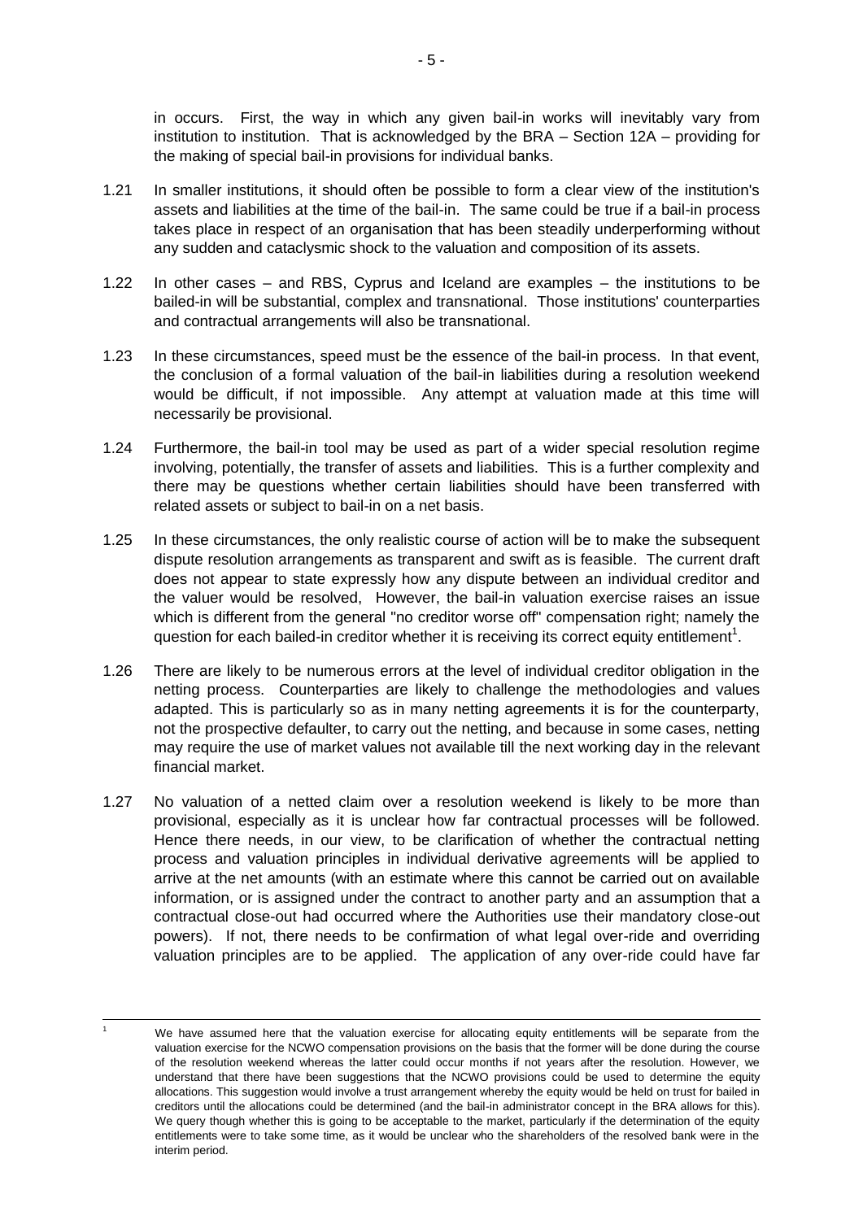in occurs. First, the way in which any given bail-in works will inevitably vary from institution to institution. That is acknowledged by the BRA – Section 12A – providing for the making of special bail-in provisions for individual banks.

1.21 In smaller institutions, it should often be possible to form a clear view of the institution's assets and liabilities at the time of the bail-in. The same could be true if a bail-in process takes place in respect of an organisation that has been steadily underperforming without any sudden and cataclysmic shock to the valuation and composition of its assets.

1.22 In other cases – and RBS, Cyprus and Iceland are examples – the institutions to be bailed-in will be substantial, complex and transnational. Those institutions' counterparties and contractual arrangements will also be transnational.

1.23 In these circumstances, speed must be the essence of the bail-in process. In that event, the conclusion of a formal valuation of the bail-in liabilities during a resolution weekend would be difficult, if not impossible. Any attempt at valuation made at this time will necessarily be provisional.

1.24 Furthermore, the bail-in tool may be used as part of a wider special resolution regime involving, potentially, the transfer of assets and liabilities. This is a further complexity and there may be questions whether certain liabilities should have been transferred with related assets or subject to bail-in on a net basis.

1.25 In these circumstances, the only realistic course of action will be to make the subsequent dispute resolution arrangements as transparent and swift as is feasible. The current draft does not appear to state expressly how any dispute between an individual creditor and the valuer would be resolved, However, the bail-in valuation exercise raises an issue which is different from the general "no creditor worse off" compensation right; namely the question for each bailed-in creditor whether it is receiving its correct equity entitlement[1].

1.26 There are likely to be numerous errors at the level of individual creditor obligation in the netting process. Counterparties are likely to challenge the methodologies and values adapted. This is particularly so as in many netting agreements it is for the counterparty, not the prospective defaulter, to carry out the netting, and because in some cases, netting may require the use of market values not available till the next working day in the relevant financial market.

1.27 No valuation of a netted claim over a resolution weekend is likely to be more than provisional, especially as it is unclear how far contractual processes will be followed. Hence there needs, in our view, to be clarification of whether the contractual netting process and valuation principles in individual derivative agreements will be applied to arrive at the net amounts (with an estimate where this cannot be carried out on available information, or is assigned under the contract to another party and an assumption that a contractual close-out had occurred where the Authorities use their mandatory close-out powers). If not, there needs to be confirmation of what legal over-ride and overriding valuation principles are to be applied. The application of any over-ride could have far

---

[1] We have assumed here that the valuation exercise for allocating equity entitlements will be separate from the valuation exercise for the NCWO compensation provisions on the basis that the former will be done during the course of the resolution weekend whereas the latter could occur months if not years after the resolution. However, we understand that there have been suggestions that the NCWO provisions could be used to determine the equity allocations. This suggestion would involve a trust arrangement whereby the equity would be held on trust for bailed in creditors until the allocations could be determined (and the bail-in administrator concept in the BRA allows for this). We query though whether this is going to be acceptable to the market, particularly if the determination of the equity entitlements were to take some time, as it would be unclear who the shareholders of the resolved bank were in the interim period.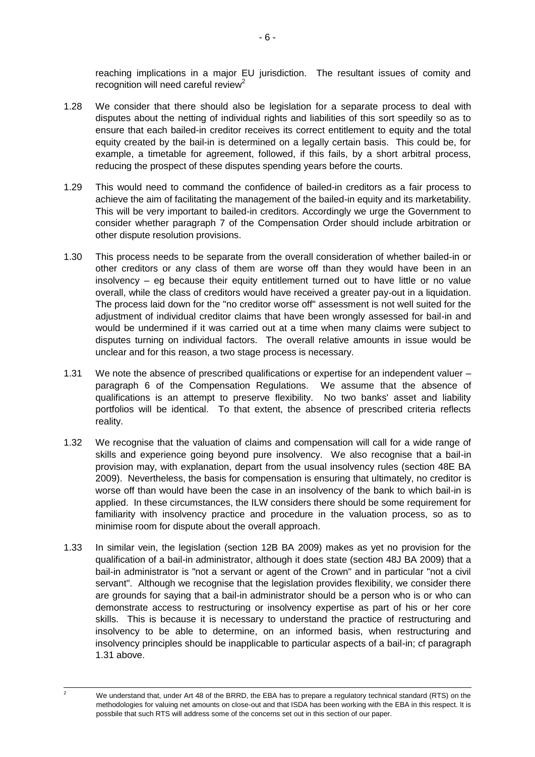reaching implications in a major EU jurisdiction. The resultant issues of comity and recognition will need careful review[2]

1.28 We consider that there should also be legislation for a separate process to deal with disputes about the netting of individual rights and liabilities of this sort speedily so as to ensure that each bailed-in creditor receives its correct entitlement to equity and the total equity created by the bail-in is determined on a legally certain basis. This could be, for example, a timetable for agreement, followed, if this fails, by a short arbitral process, reducing the prospect of these disputes spending years before the courts.

1.29 This would need to command the confidence of bailed-in creditors as a fair process to achieve the aim of facilitating the management of the bailed-in equity and its marketability. This will be very important to bailed-in creditors. Accordingly we urge the Government to consider whether paragraph 7 of the Compensation Order should include arbitration or other dispute resolution provisions.

1.30 This process needs to be separate from the overall consideration of whether bailed-in or other creditors or any class of them are worse off than they would have been in an insolvency – eg because their equity entitlement turned out to have little or no value overall, while the class of creditors would have received a greater pay-out in a liquidation. The process laid down for the "no creditor worse off" assessment is not well suited for the adjustment of individual creditor claims that have been wrongly assessed for bail-in and would be undermined if it was carried out at a time when many claims were subject to disputes turning on individual factors. The overall relative amounts in issue would be unclear and for this reason, a two stage process is necessary.

1.31 We note the absence of prescribed qualifications or expertise for an independent valuer – paragraph 6 of the Compensation Regulations. We assume that the absence of qualifications is an attempt to preserve flexibility. No two banks' asset and liability portfolios will be identical. To that extent, the absence of prescribed criteria reflects reality.

1.32 We recognise that the valuation of claims and compensation will call for a wide range of skills and experience going beyond pure insolvency. We also recognise that a bail-in provision may, with explanation, depart from the usual insolvency rules (section 48E BA 2009). Nevertheless, the basis for compensation is ensuring that ultimately, no creditor is worse off than would have been the case in an insolvency of the bank to which bail-in is applied. In these circumstances, the ILW considers there should be some requirement for familiarity with insolvency practice and procedure in the valuation process, so as to minimise room for dispute about the overall approach.

1.33 In similar vein, the legislation (section 12B BA 2009) makes as yet no provision for the qualification of a bail-in administrator, although it does state (section 48J BA 2009) that a bail-in administrator is "not a servant or agent of the Crown" and in particular "not a civil servant". Although we recognise that the legislation provides flexibility, we consider there are grounds for saying that a bail-in administrator should be a person who is or who can demonstrate access to restructuring or insolvency expertise as part of his or her core skills. This is because it is necessary to understand the practice of restructuring and insolvency to be able to determine, on an informed basis, when restructuring and insolvency principles should be inapplicable to particular aspects of a bail-in; cf paragraph 1.31 above.

[2] We understand that, under Art 48 of the BRRD, the EBA has to prepare a regulatory technical standard (RTS) on the methodologies for valuing net amounts on close-out and that ISDA has been working with the EBA in this respect. It is possbile that such RTS will address some of the concerns set out in this section of our paper.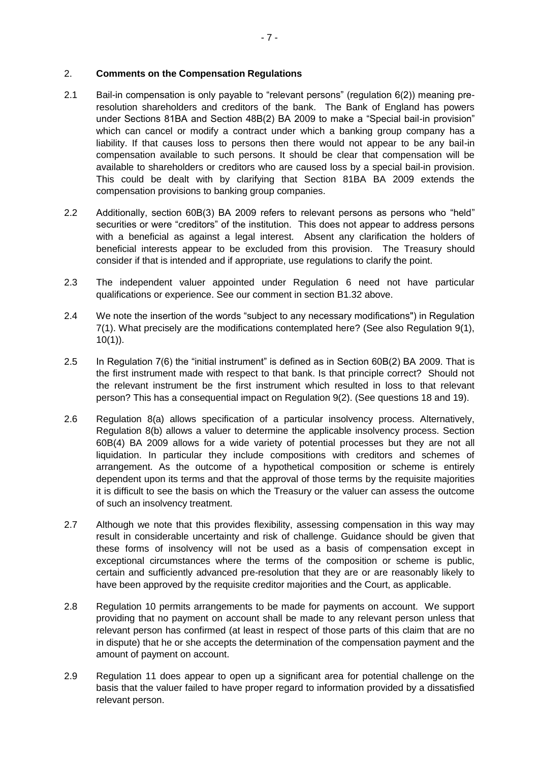## 2. **Comments on the Compensation Regulations**

2.1 Bail-in compensation is only payable to "relevant persons" (regulation 6(2)) meaning pre-resolution shareholders and creditors of the bank. The Bank of England has powers under Sections 81BA and Section 48B(2) BA 2009 to make a "Special bail-in provision" which can cancel or modify a contract under which a banking group company has a liability. If that causes loss to persons then there would not appear to be any bail-in compensation available to such persons. It should be clear that compensation will be available to shareholders or creditors who are caused loss by a special bail-in provision. This could be dealt with by clarifying that Section 81BA BA 2009 extends the compensation provisions to banking group companies.

2.2 Additionally, section 60B(3) BA 2009 refers to relevant persons as persons who "held" securities or were "creditors" of the institution. This does not appear to address persons with a beneficial as against a legal interest. Absent any clarification the holders of beneficial interests appear to be excluded from this provision. The Treasury should consider if that is intended and if appropriate, use regulations to clarify the point.

2.3 The independent valuer appointed under Regulation 6 need not have particular qualifications or experience. See our comment in section B1.32 above.

2.4 We note the insertion of the words "subject to any necessary modifications") in Regulation 7(1). What precisely are the modifications contemplated here? (See also Regulation 9(1), 10(1)).

2.5 In Regulation 7(6) the "initial instrument" is defined as in Section 60B(2) BA 2009. That is the first instrument made with respect to that bank. Is that principle correct? Should not the relevant instrument be the first instrument which resulted in loss to that relevant person? This has a consequential impact on Regulation 9(2). (See questions 18 and 19).

2.6 Regulation 8(a) allows specification of a particular insolvency process. Alternatively, Regulation 8(b) allows a valuer to determine the applicable insolvency process. Section 60B(4) BA 2009 allows for a wide variety of potential processes but they are not all liquidation. In particular they include compositions with creditors and schemes of arrangement. As the outcome of a hypothetical composition or scheme is entirely dependent upon its terms and that the approval of those terms by the requisite majorities it is difficult to see the basis on which the Treasury or the valuer can assess the outcome of such an insolvency treatment.

2.7 Although we note that this provides flexibility, assessing compensation in this way may result in considerable uncertainty and risk of challenge. Guidance should be given that these forms of insolvency will not be used as a basis of compensation except in exceptional circumstances where the terms of the composition or scheme is public, certain and sufficiently advanced pre-resolution that they are or are reasonably likely to have been approved by the requisite creditor majorities and the Court, as applicable.

2.8 Regulation 10 permits arrangements to be made for payments on account. We support providing that no payment on account shall be made to any relevant person unless that relevant person has confirmed (at least in respect of those parts of this claim that are no in dispute) that he or she accepts the determination of the compensation payment and the amount of payment on account.

2.9 Regulation 11 does appear to open up a significant area for potential challenge on the basis that the valuer failed to have proper regard to information provided by a dissatisfied relevant person.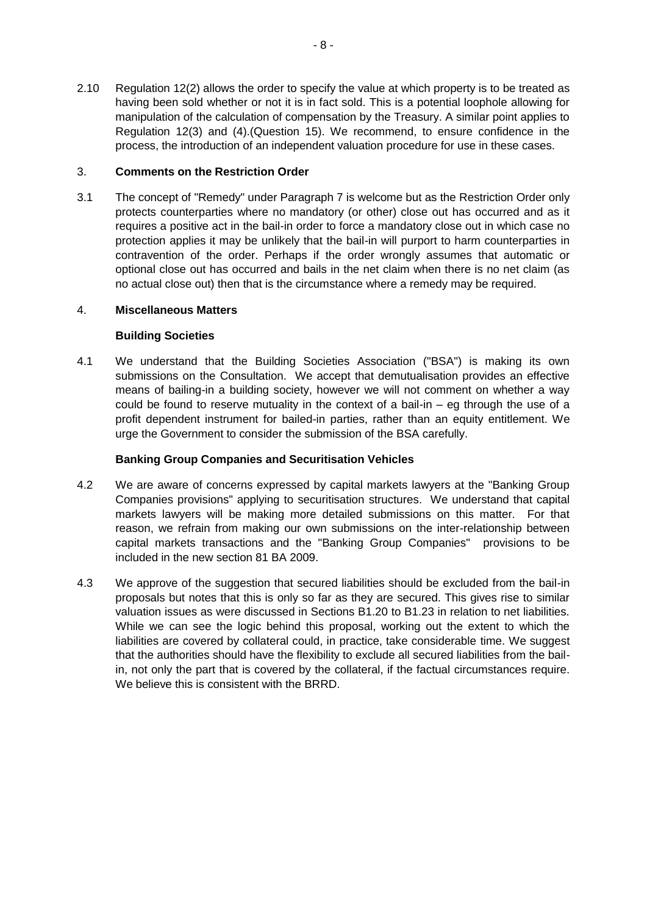2.10 Regulation 12(2) allows the order to specify the value at which property is to be treated as having been sold whether or not it is in fact sold. This is a potential loophole allowing for manipulation of the calculation of compensation by the Treasury. A similar point applies to Regulation 12(3) and (4).(Question 15). We recommend, to ensure confidence in the process, the introduction of an independent valuation procedure for use in these cases.

## 3. Comments on the Restriction Order

3.1 The concept of "Remedy" under Paragraph 7 is welcome but as the Restriction Order only protects counterparties where no mandatory (or other) close out has occurred and as it requires a positive act in the bail-in order to force a mandatory close out in which case no protection applies it may be unlikely that the bail-in will purport to harm counterparties in contravention of the order. Perhaps if the order wrongly assumes that automatic or optional close out has occurred and bails in the net claim when there is no net claim (as no actual close out) then that is the circumstance where a remedy may be required.

## 4. Miscellaneous Matters

### Building Societies

4.1 We understand that the Building Societies Association ("BSA") is making its own submissions on the Consultation. We accept that demutualisation provides an effective means of bailing-in a building society, however we will not comment on whether a way could be found to reserve mutuality in the context of a bail-in – eg through the use of a profit dependent instrument for bailed-in parties, rather than an equity entitlement. We urge the Government to consider the submission of the BSA carefully.

### Banking Group Companies and Securitisation Vehicles

4.2 We are aware of concerns expressed by capital markets lawyers at the "Banking Group Companies provisions" applying to securitisation structures. We understand that capital markets lawyers will be making more detailed submissions on this matter. For that reason, we refrain from making our own submissions on the inter-relationship between capital markets transactions and the "Banking Group Companies" provisions to be included in the new section 81 BA 2009.

4.3 We approve of the suggestion that secured liabilities should be excluded from the bail-in proposals but notes that this is only so far as they are secured. This gives rise to similar valuation issues as were discussed in Sections B1.20 to B1.23 in relation to net liabilities. While we can see the logic behind this proposal, working out the extent to which the liabilities are covered by collateral could, in practice, take considerable time. We suggest that the authorities should have the flexibility to exclude all secured liabilities from the bail-in, not only the part that is covered by the collateral, if the factual circumstances require. We believe this is consistent with the BRRD.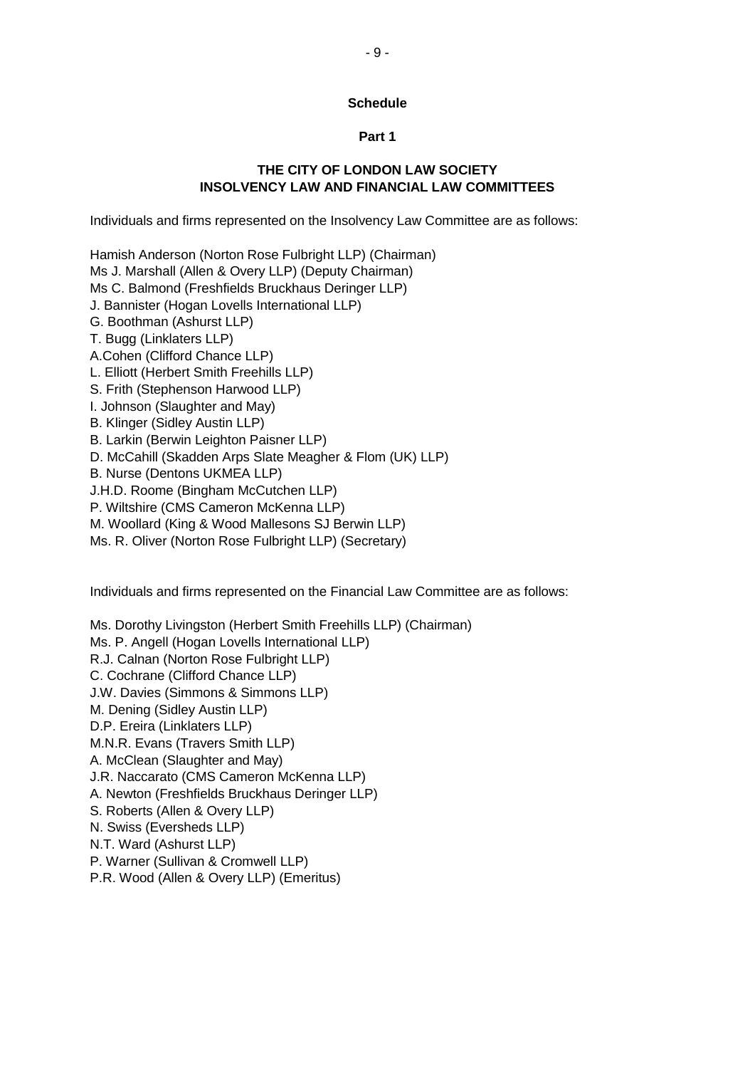## Schedule

### Part 1

### THE CITY OF LONDON LAW SOCIETY INSOLVENCY LAW AND FINANCIAL LAW COMMITTEES

Individuals and firms represented on the Insolvency Law Committee are as follows:

Hamish Anderson (Norton Rose Fulbright LLP) (Chairman)
Ms J. Marshall (Allen & Overy LLP) (Deputy Chairman)
Ms C. Balmond (Freshfields Bruckhaus Deringer LLP)
J. Bannister (Hogan Lovells International LLP)
G. Boothman (Ashurst LLP)
T. Bugg (Linklaters LLP)
A.Cohen (Clifford Chance LLP)
L. Elliott (Herbert Smith Freehills LLP)
S. Frith (Stephenson Harwood LLP)
I. Johnson (Slaughter and May)
B. Klinger (Sidley Austin LLP)
B. Larkin (Berwin Leighton Paisner LLP)
D. McCahill (Skadden Arps Slate Meagher & Flom (UK) LLP)
B. Nurse (Dentons UKMEA LLP)
J.H.D. Roome (Bingham McCutchen LLP)
P. Wiltshire (CMS Cameron McKenna LLP)
M. Woollard (King & Wood Mallesons SJ Berwin LLP)
Ms. R. Oliver (Norton Rose Fulbright LLP) (Secretary)

Individuals and firms represented on the Financial Law Committee are as follows:

Ms. Dorothy Livingston (Herbert Smith Freehills LLP) (Chairman)
Ms. P. Angell (Hogan Lovells International LLP)
R.J. Calnan (Norton Rose Fulbright LLP)
C. Cochrane (Clifford Chance LLP)
J.W. Davies (Simmons & Simmons LLP)
M. Dening (Sidley Austin LLP)
D.P. Ereira (Linklaters LLP)
M.N.R. Evans (Travers Smith LLP)
A. McClean (Slaughter and May)
J.R. Naccarato (CMS Cameron McKenna LLP)
A. Newton (Freshfields Bruckhaus Deringer LLP)
S. Roberts (Allen & Overy LLP)
N. Swiss (Eversheds LLP)
N.T. Ward (Ashurst LLP)
P. Warner (Sullivan & Cromwell LLP)
P.R. Wood (Allen & Overy LLP) (Emeritus)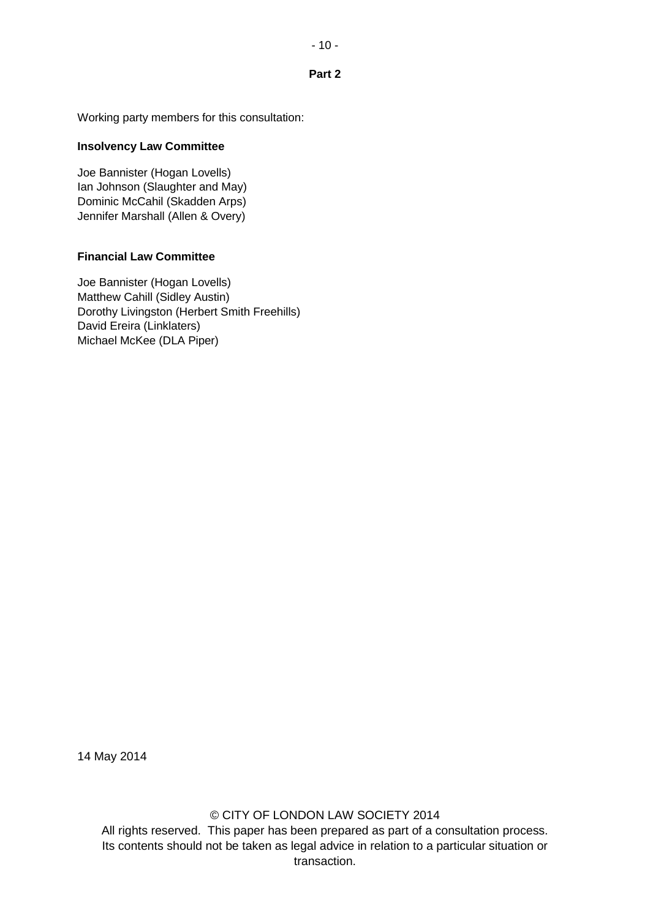**Part 2**

Working party members for this consultation:

**Insolvency Law Committee**

Joe Bannister (Hogan Lovells)
Ian Johnson (Slaughter and May)
Dominic McCahil (Skadden Arps)
Jennifer Marshall (Allen & Overy)

**Financial Law Committee**

Joe Bannister (Hogan Lovells)
Matthew Cahill (Sidley Austin)
Dorothy Livingston (Herbert Smith Freehills)
David Ereira (Linklaters)
Michael McKee (DLA Piper)

14 May 2014

© CITY OF LONDON LAW SOCIETY 2014

All rights reserved. This paper has been prepared as part of a consultation process. Its contents should not be taken as legal advice in relation to a particular situation or transaction.